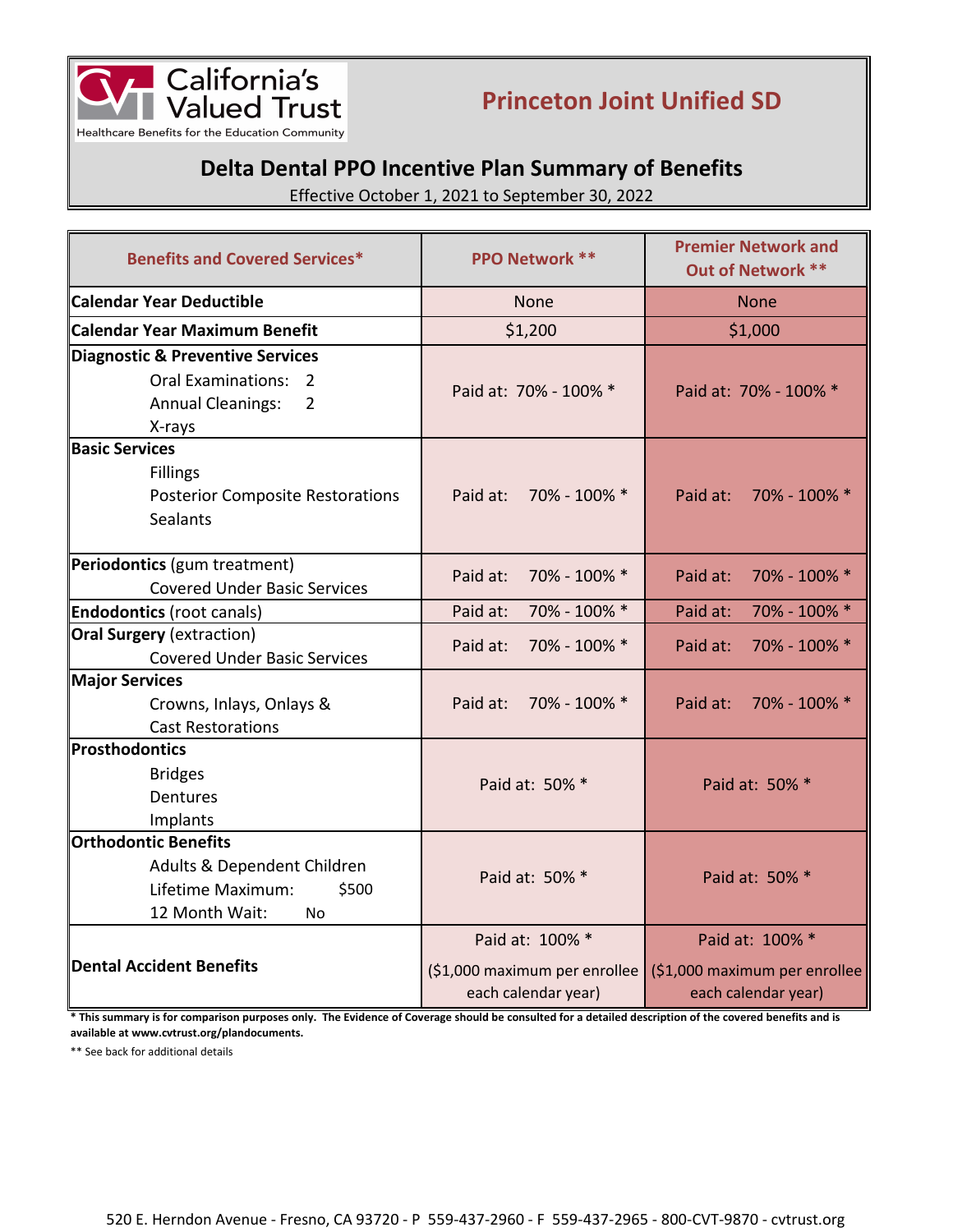California's Valued Trust
Healthcare Benefits for the Education Community

# Princeton Joint Unified SD

## Delta Dental PPO Incentive Plan Summary of Benefits

Effective October 1, 2021 to September 30, 2022

| Benefits and Covered Services* | PPO Network ** | Premier Network and Out of Network ** |
|---|---|---|
| **Calendar Year Deductible** | None | None |
| **Calendar Year Maximum Benefit** | $1,200 | $1,000 |
| **Diagnostic & Preventive Services**<br>Oral Examinations: 2<br>Annual Cleanings: 2<br>X-rays | Paid at: 70% - 100% * | Paid at: 70% - 100% * |
| **Basic Services**<br>Fillings<br>Posterior Composite Restorations<br>Sealants | Paid at: 70% - 100% * | Paid at: 70% - 100% * |
| **Periodontics** (gum treatment)<br>Covered Under Basic Services | Paid at: 70% - 100% * | Paid at: 70% - 100% * |
| **Endodontics** (root canals) | Paid at: 70% - 100% * | Paid at: 70% - 100% * |
| **Oral Surgery** (extraction)<br>Covered Under Basic Services | Paid at: 70% - 100% * | Paid at: 70% - 100% * |
| **Major Services**<br>Crowns, Inlays, Onlays & Cast Restorations | Paid at: 70% - 100% * | Paid at: 70% - 100% * |
| **Prosthodontics**<br>Bridges<br>Dentures<br>Implants | Paid at: 50% * | Paid at: 50% * |
| **Orthodontic Benefits**<br>Adults & Dependent Children<br>Lifetime Maximum: $500<br>12 Month Wait: No | Paid at: 50% * | Paid at: 50% * |
| **Dental Accident Benefits** | Paid at: 100% *<br>($1,000 maximum per enrollee each calendar year) | Paid at: 100% *<br>($1,000 maximum per enrollee each calendar year) |

**\* This summary is for comparison purposes only. The Evidence of Coverage should be consulted for a detailed description of the covered benefits and is available at www.cvtrust.org/plandocuments.**

** See back for additional details

520 E. Herndon Avenue - Fresno, CA 93720 - P 559-437-2960 - F 559-437-2965 - 800-CVT-9870 - cvtrust.org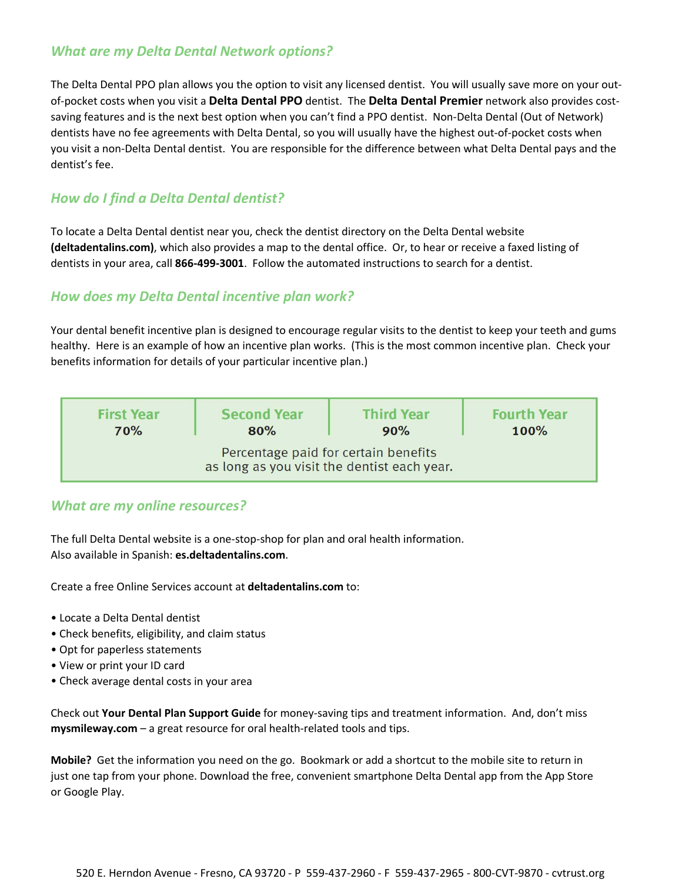### *What are my Delta Dental Network options?*

The Delta Dental PPO plan allows you the option to visit any licensed dentist. You will usually save more on your out-of-pocket costs when you visit a **Delta Dental PPO** dentist. The **Delta Dental Premier** network also provides cost-saving features and is the next best option when you can't find a PPO dentist. Non-Delta Dental (Out of Network) dentists have no fee agreements with Delta Dental, so you will usually have the highest out-of-pocket costs when you visit a non-Delta Dental dentist. You are responsible for the difference between what Delta Dental pays and the dentist's fee.

### *How do I find a Delta Dental dentist?*

To locate a Delta Dental dentist near you, check the dentist directory on the Delta Dental website **(deltadentalins.com)**, which also provides a map to the dental office. Or, to hear or receive a faxed listing of dentists in your area, call **866-499-3001**. Follow the automated instructions to search for a dentist.

### *How does my Delta Dental incentive plan work?*

Your dental benefit incentive plan is designed to encourage regular visits to the dentist to keep your teeth and gums healthy. Here is an example of how an incentive plan works. (This is the most common incentive plan. Check your benefits information for details of your particular incentive plan.)

| First Year | Second Year | Third Year | Fourth Year |
|---|---|---|---|
| **70%** | **80%** | **90%** | **100%** |
| Percentage paid for certain benefits as long as you visit the dentist each year. | | | |

### *What are my online resources?*

The full Delta Dental website is a one-stop-shop for plan and oral health information.
Also available in Spanish: **es.deltadentalins.com**.

Create a free Online Services account at **deltadentalins.com** to:

- Locate a Delta Dental dentist
- Check benefits, eligibility, and claim status
- Opt for paperless statements
- View or print your ID card
- Check average dental costs in your area

Check out **Your Dental Plan Support Guide** for money-saving tips and treatment information. And, don't miss **mysmileway.com** – a great resource for oral health-related tools and tips.

**Mobile?** Get the information you need on the go. Bookmark or add a shortcut to the mobile site to return in just one tap from your phone. Download the free, convenient smartphone Delta Dental app from the App Store or Google Play.

520 E. Herndon Avenue - Fresno, CA 93720 - P 559-437-2960 - F 559-437-2965 - 800-CVT-9870 - cvtrust.org